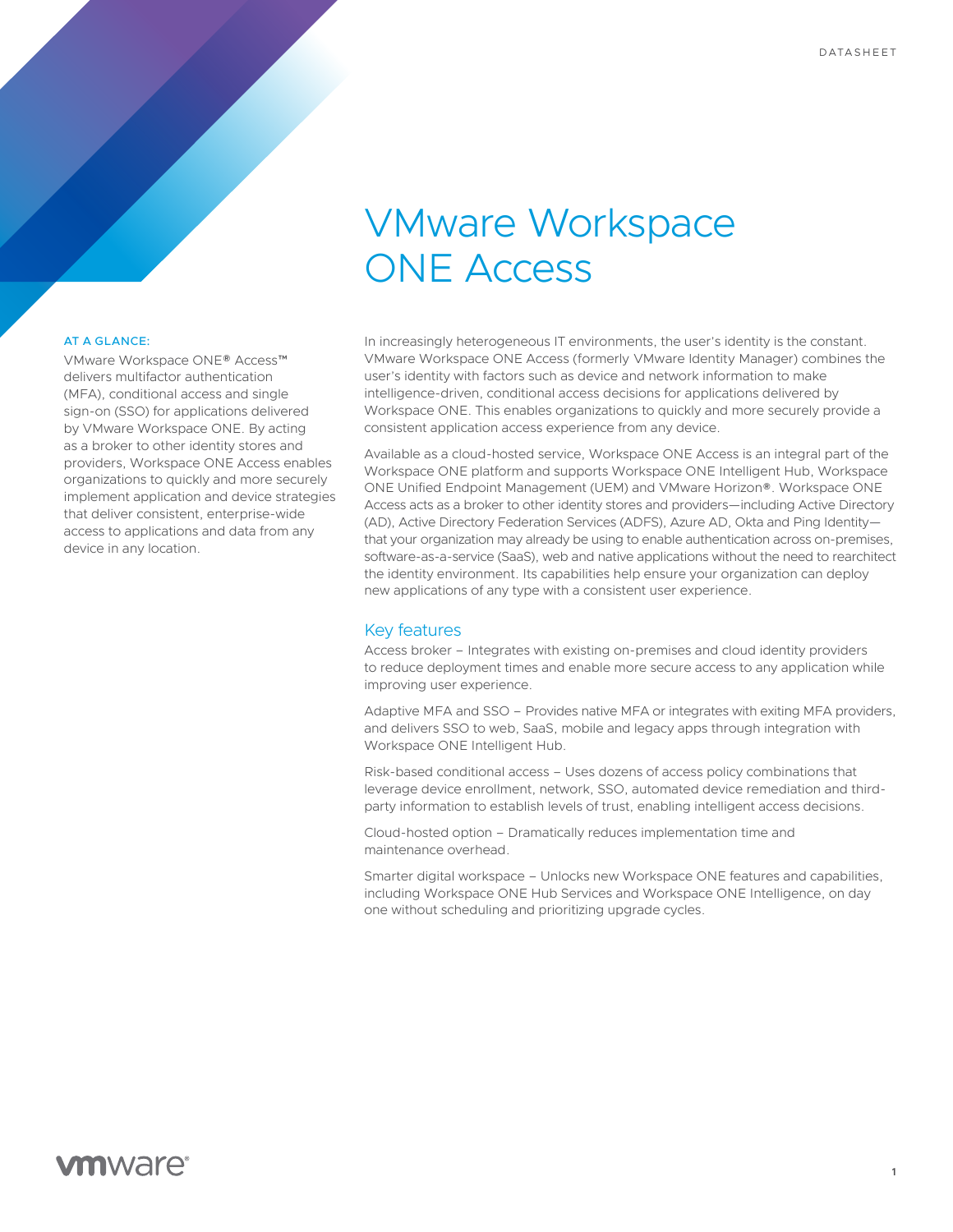DATASHEET

# VMware Workspace ONE Access

**AT A GLANCE:**

VMware Workspace ONE® Access™ delivers multifactor authentication (MFA), conditional access and single sign-on (SSO) for applications delivered by VMware Workspace ONE. By acting as a broker to other identity stores and providers, Workspace ONE Access enables organizations to quickly and more securely implement application and device strategies that deliver consistent, enterprise-wide access to applications and data from any device in any location.

In increasingly heterogeneous IT environments, the user's identity is the constant. VMware Workspace ONE Access (formerly VMware Identity Manager) combines the user's identity with factors such as device and network information to make intelligence-driven, conditional access decisions for applications delivered by Workspace ONE. This enables organizations to quickly and more securely provide a consistent application access experience from any device.

Available as a cloud-hosted service, Workspace ONE Access is an integral part of the Workspace ONE platform and supports Workspace ONE Intelligent Hub, Workspace ONE Unified Endpoint Management (UEM) and VMware Horizon®. Workspace ONE Access acts as a broker to other identity stores and providers—including Active Directory (AD), Active Directory Federation Services (ADFS), Azure AD, Okta and Ping Identity—that your organization may already be using to enable authentication across on-premises, software-as-a-service (SaaS), web and native applications without the need to rearchitect the identity environment. Its capabilities help ensure your organization can deploy new applications of any type with a consistent user experience.

## Key features

Access broker – Integrates with existing on-premises and cloud identity providers to reduce deployment times and enable more secure access to any application while improving user experience.

Adaptive MFA and SSO – Provides native MFA or integrates with exiting MFA providers, and delivers SSO to web, SaaS, mobile and legacy apps through integration with Workspace ONE Intelligent Hub.

Risk-based conditional access – Uses dozens of access policy combinations that leverage device enrollment, network, SSO, automated device remediation and third-party information to establish levels of trust, enabling intelligent access decisions.

Cloud-hosted option – Dramatically reduces implementation time and maintenance overhead.

Smarter digital workspace – Unlocks new Workspace ONE features and capabilities, including Workspace ONE Hub Services and Workspace ONE Intelligence, on day one without scheduling and prioritizing upgrade cycles.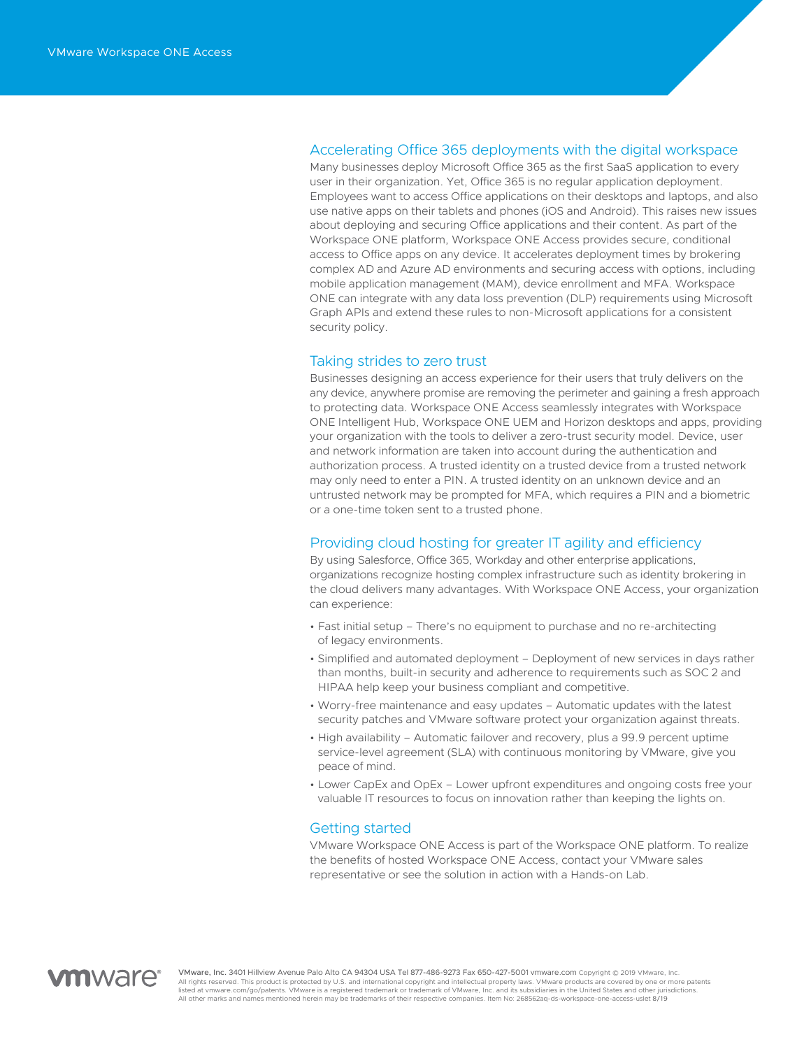## Accelerating Office 365 deployments with the digital workspace

Many businesses deploy Microsoft Office 365 as the first SaaS application to every user in their organization. Yet, Office 365 is no regular application deployment. Employees want to access Office applications on their desktops and laptops, and also use native apps on their tablets and phones (iOS and Android). This raises new issues about deploying and securing Office applications and their content. As part of the Workspace ONE platform, Workspace ONE Access provides secure, conditional access to Office apps on any device. It accelerates deployment times by brokering complex AD and Azure AD environments and securing access with options, including mobile application management (MAM), device enrollment and MFA. Workspace ONE can integrate with any data loss prevention (DLP) requirements using Microsoft Graph APIs and extend these rules to non-Microsoft applications for a consistent security policy.

## Taking strides to zero trust

Businesses designing an access experience for their users that truly delivers on the any device, anywhere promise are removing the perimeter and gaining a fresh approach to protecting data. Workspace ONE Access seamlessly integrates with Workspace ONE Intelligent Hub, Workspace ONE UEM and Horizon desktops and apps, providing your organization with the tools to deliver a zero-trust security model. Device, user and network information are taken into account during the authentication and authorization process. A trusted identity on a trusted device from a trusted network may only need to enter a PIN. A trusted identity on an unknown device and an untrusted network may be prompted for MFA, which requires a PIN and a biometric or a one-time token sent to a trusted phone.

## Providing cloud hosting for greater IT agility and efficiency

By using Salesforce, Office 365, Workday and other enterprise applications, organizations recognize hosting complex infrastructure such as identity brokering in the cloud delivers many advantages. With Workspace ONE Access, your organization can experience:

- Fast initial setup – There's no equipment to purchase and no re-architecting of legacy environments.
- Simplified and automated deployment – Deployment of new services in days rather than months, built-in security and adherence to requirements such as SOC 2 and HIPAA help keep your business compliant and competitive.
- Worry-free maintenance and easy updates – Automatic updates with the latest security patches and VMware software protect your organization against threats.
- High availability – Automatic failover and recovery, plus a 99.9 percent uptime service-level agreement (SLA) with continuous monitoring by VMware, give you peace of mind.
- Lower CapEx and OpEx – Lower upfront expenditures and ongoing costs free your valuable IT resources to focus on innovation rather than keeping the lights on.

## Getting started

VMware Workspace ONE Access is part of the Workspace ONE platform. To realize the benefits of hosted Workspace ONE Access, contact your VMware sales representative or see the solution in action with a Hands-on Lab.

**VMware, Inc.** 3401 Hillview Avenue Palo Alto CA 94304 USA Tel 877-486-9273 Fax 650-427-5001 vmware.com Copyright © 2019 VMware, Inc. All rights reserved. This product is protected by U.S. and international copyright and intellectual property laws. VMware products are covered by one or more patents listed at vmware.com/go/patents. VMware is a registered trademark or trademark of VMware, Inc. and its subsidiaries in the United States and other jurisdictions. All other marks and names mentioned herein may be trademarks of their respective companies. Item No: 268562aq-ds-workspace-one-access-uslet 8/19